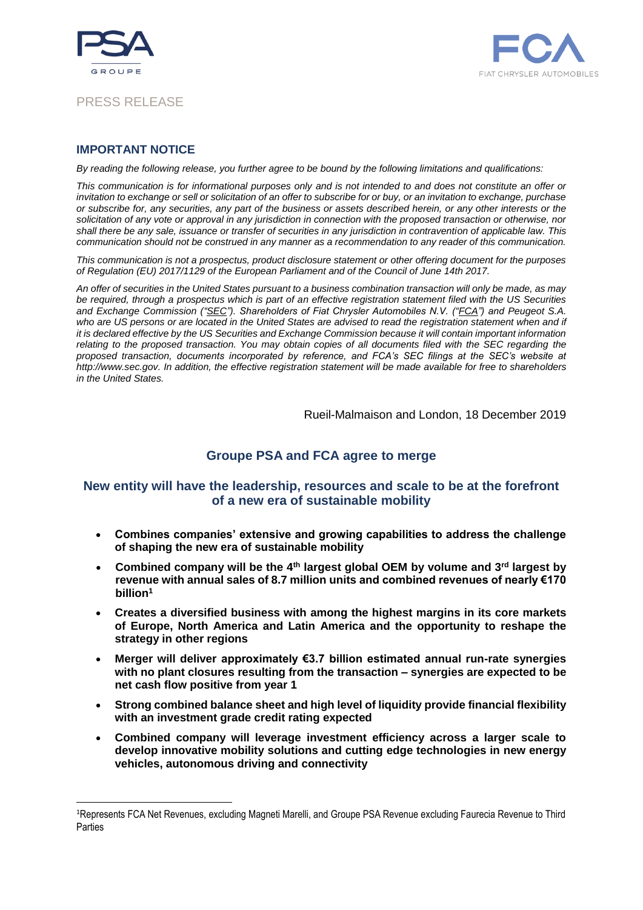PRESS RELEASE

## IMPORTANT NOTICE

*By reading the following release, you further agree to be bound by the following limitations and qualifications:*

*This communication is for informational purposes only and is not intended to and does not constitute an offer or invitation to exchange or sell or solicitation of an offer to subscribe for or buy, or an invitation to exchange, purchase or subscribe for, any securities, any part of the business or assets described herein, or any other interests or the solicitation of any vote or approval in any jurisdiction in connection with the proposed transaction or otherwise, nor shall there be any sale, issuance or transfer of securities in any jurisdiction in contravention of applicable law. This communication should not be construed in any manner as a recommendation to any reader of this communication.*

*This communication is not a prospectus, product disclosure statement or other offering document for the purposes of Regulation (EU) 2017/1129 of the European Parliament and of the Council of June 14th 2017.*

*An offer of securities in the United States pursuant to a business combination transaction will only be made, as may be required, through a prospectus which is part of an effective registration statement filed with the US Securities and Exchange Commission ("SEC"). Shareholders of Fiat Chrysler Automobiles N.V. ("FCA") and Peugeot S.A. who are US persons or are located in the United States are advised to read the registration statement when and if it is declared effective by the US Securities and Exchange Commission because it will contain important information relating to the proposed transaction. You may obtain copies of all documents filed with the SEC regarding the proposed transaction, documents incorporated by reference, and FCA's SEC filings at the SEC's website at http://www.sec.gov. In addition, the effective registration statement will be made available for free to shareholders in the United States.*

Rueil-Malmaison and London, 18 December 2019

# Groupe PSA and FCA agree to merge

## New entity will have the leadership, resources and scale to be at the forefront of a new era of sustainable mobility

- **Combines companies' extensive and growing capabilities to address the challenge of shaping the new era of sustainable mobility**
- **Combined company will be the 4th largest global OEM by volume and 3rd largest by revenue with annual sales of 8.7 million units and combined revenues of nearly €170 billion[1]**
- **Creates a diversified business with among the highest margins in its core markets of Europe, North America and Latin America and the opportunity to reshape the strategy in other regions**
- **Merger will deliver approximately €3.7 billion estimated annual run-rate synergies with no plant closures resulting from the transaction – synergies are expected to be net cash flow positive from year 1**
- **Strong combined balance sheet and high level of liquidity provide financial flexibility with an investment grade credit rating expected**
- **Combined company will leverage investment efficiency across a larger scale to develop innovative mobility solutions and cutting edge technologies in new energy vehicles, autonomous driving and connectivity**

[1]Represents FCA Net Revenues, excluding Magneti Marelli, and Groupe PSA Revenue excluding Faurecia Revenue to Third Parties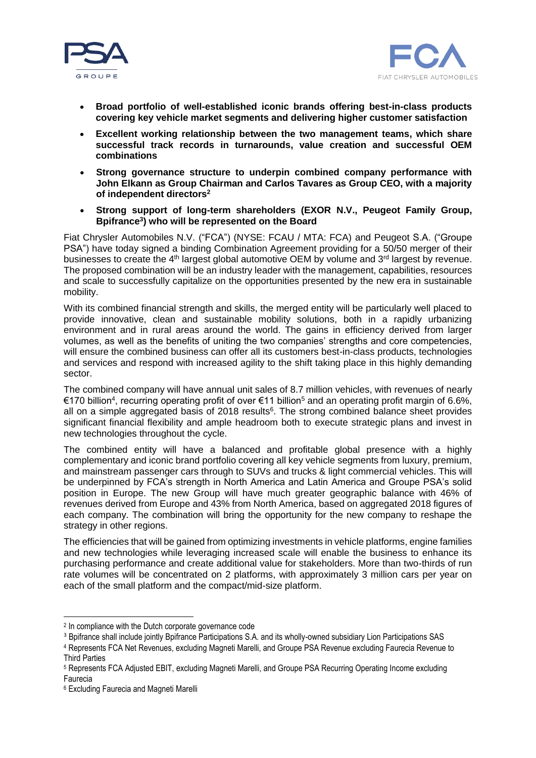- **Broad portfolio of well-established iconic brands offering best-in-class products covering key vehicle market segments and delivering higher customer satisfaction**
- **Excellent working relationship between the two management teams, which share successful track records in turnarounds, value creation and successful OEM combinations**
- **Strong governance structure to underpin combined company performance with John Elkann as Group Chairman and Carlos Tavares as Group CEO, with a majority of independent directors[2]**
- **Strong support of long-term shareholders (EXOR N.V., Peugeot Family Group, Bpifrance[3]) who will be represented on the Board**

Fiat Chrysler Automobiles N.V. ("FCA") (NYSE: FCAU / MTA: FCA) and Peugeot S.A. ("Groupe PSA") have today signed a binding Combination Agreement providing for a 50/50 merger of their businesses to create the 4th largest global automotive OEM by volume and 3rd largest by revenue. The proposed combination will be an industry leader with the management, capabilities, resources and scale to successfully capitalize on the opportunities presented by the new era in sustainable mobility.

With its combined financial strength and skills, the merged entity will be particularly well placed to provide innovative, clean and sustainable mobility solutions, both in a rapidly urbanizing environment and in rural areas around the world. The gains in efficiency derived from larger volumes, as well as the benefits of uniting the two companies' strengths and core competencies, will ensure the combined business can offer all its customers best-in-class products, technologies and services and respond with increased agility to the shift taking place in this highly demanding sector.

The combined company will have annual unit sales of 8.7 million vehicles, with revenues of nearly €170 billion[4], recurring operating profit of over €11 billion[5] and an operating profit margin of 6.6%, all on a simple aggregated basis of 2018 results[6]. The strong combined balance sheet provides significant financial flexibility and ample headroom both to execute strategic plans and invest in new technologies throughout the cycle.

The combined entity will have a balanced and profitable global presence with a highly complementary and iconic brand portfolio covering all key vehicle segments from luxury, premium, and mainstream passenger cars through to SUVs and trucks & light commercial vehicles. This will be underpinned by FCA's strength in North America and Latin America and Groupe PSA's solid position in Europe. The new Group will have much greater geographic balance with 46% of revenues derived from Europe and 43% from North America, based on aggregated 2018 figures of each company. The combination will bring the opportunity for the new company to reshape the strategy in other regions.

The efficiencies that will be gained from optimizing investments in vehicle platforms, engine families and new technologies while leveraging increased scale will enable the business to enhance its purchasing performance and create additional value for stakeholders. More than two-thirds of run rate volumes will be concentrated on 2 platforms, with approximately 3 million cars per year on each of the small platform and the compact/mid-size platform.

---

[2] In compliance with the Dutch corporate governance code

[3] Bpifrance shall include jointly Bpifrance Participations S.A. and its wholly-owned subsidiary Lion Participations SAS

[4] Represents FCA Net Revenues, excluding Magneti Marelli, and Groupe PSA Revenue excluding Faurecia Revenue to Third Parties

[5] Represents FCA Adjusted EBIT, excluding Magneti Marelli, and Groupe PSA Recurring Operating Income excluding Faurecia

[6] Excluding Faurecia and Magneti Marelli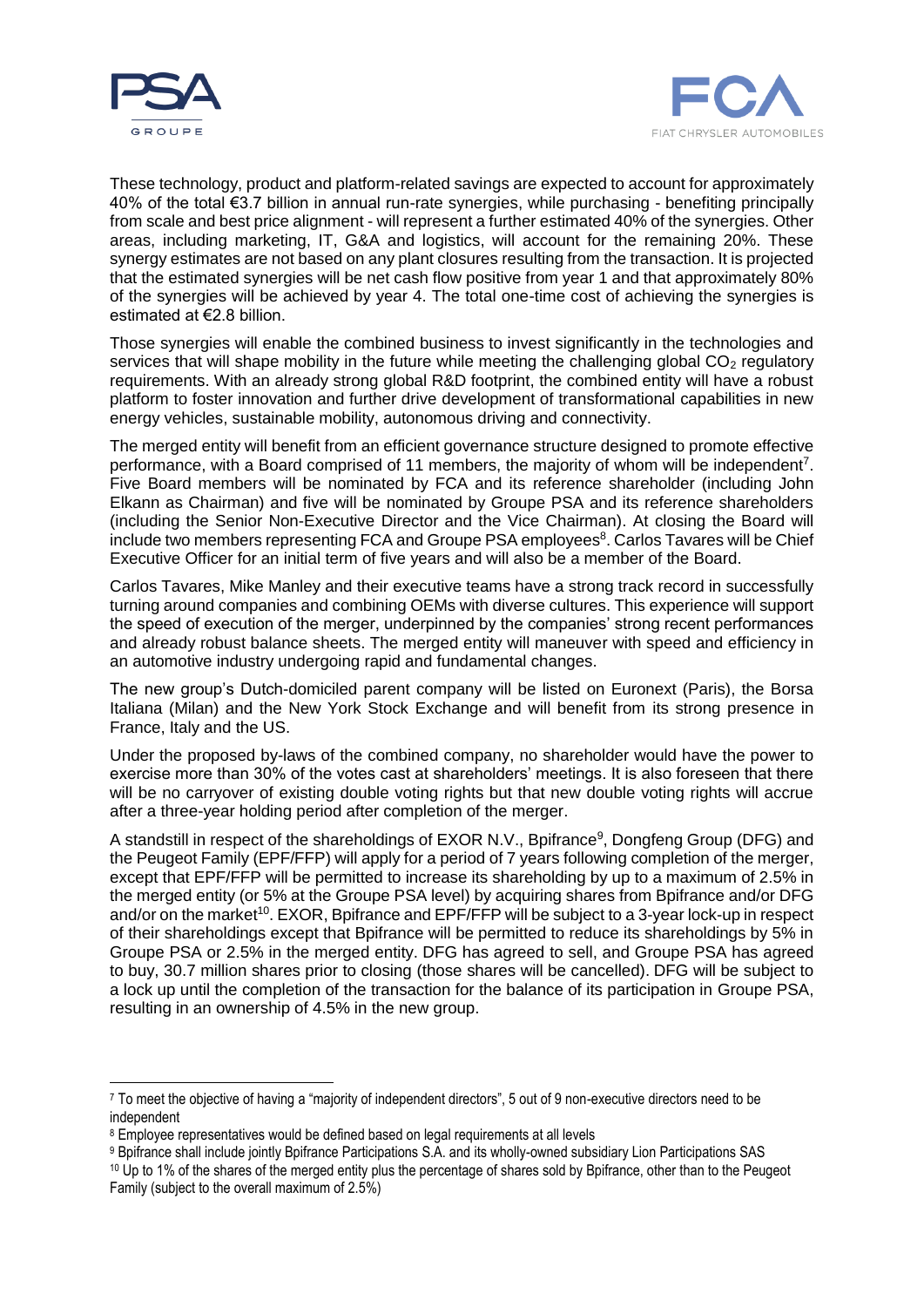These technology, product and platform-related savings are expected to account for approximately 40% of the total €3.7 billion in annual run-rate synergies, while purchasing - benefiting principally from scale and best price alignment - will represent a further estimated 40% of the synergies. Other areas, including marketing, IT, G&A and logistics, will account for the remaining 20%. These synergy estimates are not based on any plant closures resulting from the transaction. It is projected that the estimated synergies will be net cash flow positive from year 1 and that approximately 80% of the synergies will be achieved by year 4. The total one-time cost of achieving the synergies is estimated at €2.8 billion.

Those synergies will enable the combined business to invest significantly in the technologies and services that will shape mobility in the future while meeting the challenging global $CO_2$ regulatory requirements. With an already strong global R&D footprint, the combined entity will have a robust platform to foster innovation and further drive development of transformational capabilities in new energy vehicles, sustainable mobility, autonomous driving and connectivity.

The merged entity will benefit from an efficient governance structure designed to promote effective performance, with a Board comprised of 11 members, the majority of whom will be independent[7]. Five Board members will be nominated by FCA and its reference shareholder (including John Elkann as Chairman) and five will be nominated by Groupe PSA and its reference shareholders (including the Senior Non-Executive Director and the Vice Chairman). At closing the Board will include two members representing FCA and Groupe PSA employees[8]. Carlos Tavares will be Chief Executive Officer for an initial term of five years and will also be a member of the Board.

Carlos Tavares, Mike Manley and their executive teams have a strong track record in successfully turning around companies and combining OEMs with diverse cultures. This experience will support the speed of execution of the merger, underpinned by the companies' strong recent performances and already robust balance sheets. The merged entity will maneuver with speed and efficiency in an automotive industry undergoing rapid and fundamental changes.

The new group's Dutch-domiciled parent company will be listed on Euronext (Paris), the Borsa Italiana (Milan) and the New York Stock Exchange and will benefit from its strong presence in France, Italy and the US.

Under the proposed by-laws of the combined company, no shareholder would have the power to exercise more than 30% of the votes cast at shareholders' meetings. It is also foreseen that there will be no carryover of existing double voting rights but that new double voting rights will accrue after a three-year holding period after completion of the merger.

A standstill in respect of the shareholdings of EXOR N.V., Bpifrance[9], Dongfeng Group (DFG) and the Peugeot Family (EPF/FFP) will apply for a period of 7 years following completion of the merger, except that EPF/FFP will be permitted to increase its shareholding by up to a maximum of 2.5% in the merged entity (or 5% at the Groupe PSA level) by acquiring shares from Bpifrance and/or DFG and/or on the market[10]. EXOR, Bpifrance and EPF/FFP will be subject to a 3-year lock-up in respect of their shareholdings except that Bpifrance will be permitted to reduce its shareholdings by 5% in Groupe PSA or 2.5% in the merged entity. DFG has agreed to sell, and Groupe PSA has agreed to buy, 30.7 million shares prior to closing (those shares will be cancelled). DFG will be subject to a lock up until the completion of the transaction for the balance of its participation in Groupe PSA, resulting in an ownership of 4.5% in the new group.

---

[7] To meet the objective of having a "majority of independent directors", 5 out of 9 non-executive directors need to be independent

[8] Employee representatives would be defined based on legal requirements at all levels

[9] Bpifrance shall include jointly Bpifrance Participations S.A. and its wholly-owned subsidiary Lion Participations SAS

[10] Up to 1% of the shares of the merged entity plus the percentage of shares sold by Bpifrance, other than to the Peugeot Family (subject to the overall maximum of 2.5%)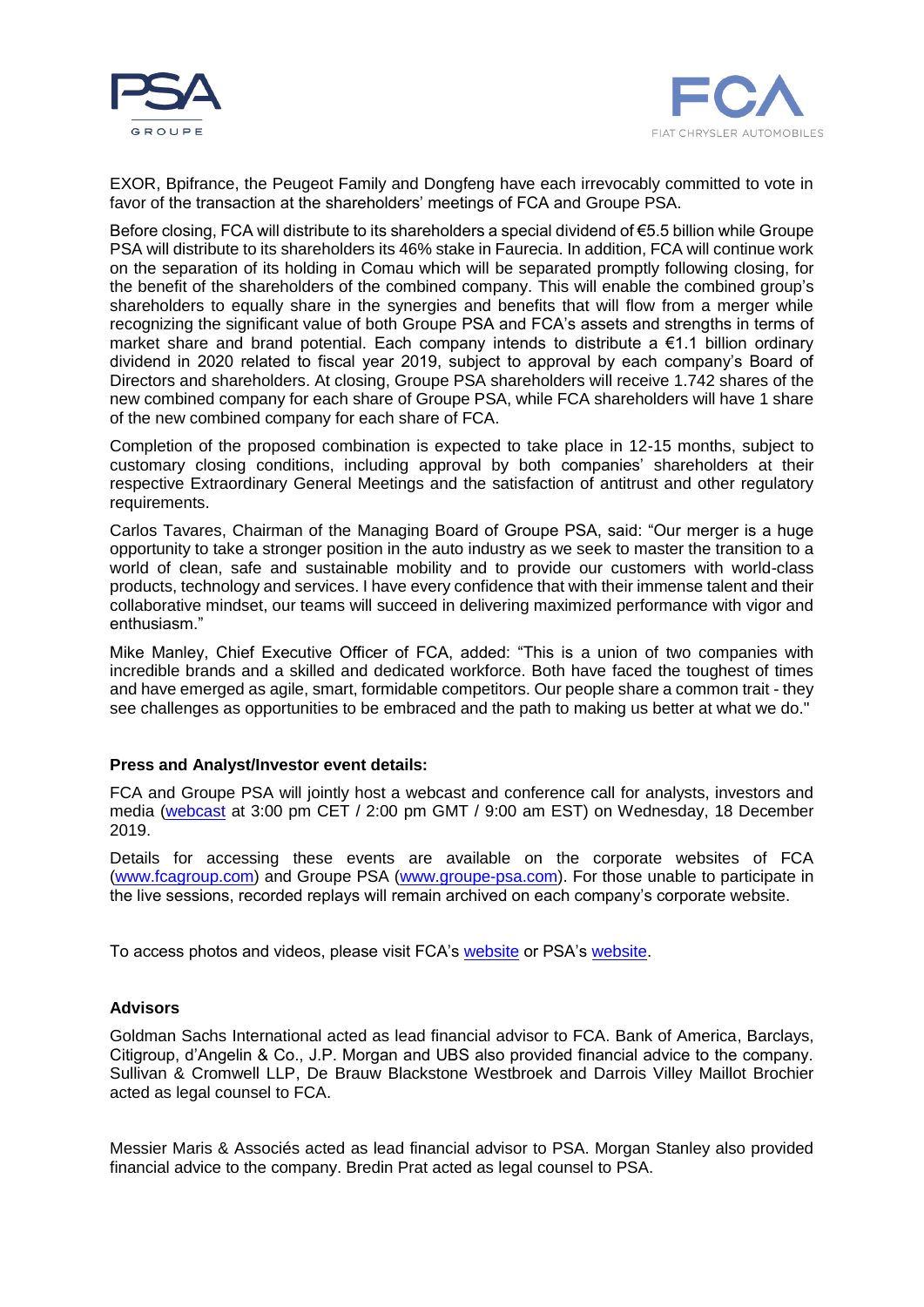EXOR, Bpifrance, the Peugeot Family and Dongfeng have each irrevocably committed to vote in favor of the transaction at the shareholders' meetings of FCA and Groupe PSA.

Before closing, FCA will distribute to its shareholders a special dividend of €5.5 billion while Groupe PSA will distribute to its shareholders its 46% stake in Faurecia. In addition, FCA will continue work on the separation of its holding in Comau which will be separated promptly following closing, for the benefit of the shareholders of the combined company. This will enable the combined group's shareholders to equally share in the synergies and benefits that will flow from a merger while recognizing the significant value of both Groupe PSA and FCA's assets and strengths in terms of market share and brand potential. Each company intends to distribute a €1.1 billion ordinary dividend in 2020 related to fiscal year 2019, subject to approval by each company's Board of Directors and shareholders. At closing, Groupe PSA shareholders will receive 1.742 shares of the new combined company for each share of Groupe PSA, while FCA shareholders will have 1 share of the new combined company for each share of FCA.

Completion of the proposed combination is expected to take place in 12-15 months, subject to customary closing conditions, including approval by both companies' shareholders at their respective Extraordinary General Meetings and the satisfaction of antitrust and other regulatory requirements.

Carlos Tavares, Chairman of the Managing Board of Groupe PSA, said: "Our merger is a huge opportunity to take a stronger position in the auto industry as we seek to master the transition to a world of clean, safe and sustainable mobility and to provide our customers with world-class products, technology and services. I have every confidence that with their immense talent and their collaborative mindset, our teams will succeed in delivering maximized performance with vigor and enthusiasm."

Mike Manley, Chief Executive Officer of FCA, added: "This is a union of two companies with incredible brands and a skilled and dedicated workforce. Both have faced the toughest of times and have emerged as agile, smart, formidable competitors. Our people share a common trait - they see challenges as opportunities to be embraced and the path to making us better at what we do."

**Press and Analyst/Investor event details:**

FCA and Groupe PSA will jointly host a webcast and conference call for analysts, investors and media (webcast at 3:00 pm CET / 2:00 pm GMT / 9:00 am EST) on Wednesday, 18 December 2019.

Details for accessing these events are available on the corporate websites of FCA (www.fcagroup.com) and Groupe PSA (www.groupe-psa.com). For those unable to participate in the live sessions, recorded replays will remain archived on each company's corporate website.

To access photos and videos, please visit FCA's website or PSA's website.

**Advisors**

Goldman Sachs International acted as lead financial advisor to FCA. Bank of America, Barclays, Citigroup, d'Angelin & Co., J.P. Morgan and UBS also provided financial advice to the company. Sullivan & Cromwell LLP, De Brauw Blackstone Westbroek and Darrois Villey Maillot Brochier acted as legal counsel to FCA.

Messier Maris & Associés acted as lead financial advisor to PSA. Morgan Stanley also provided financial advice to the company. Bredin Prat acted as legal counsel to PSA.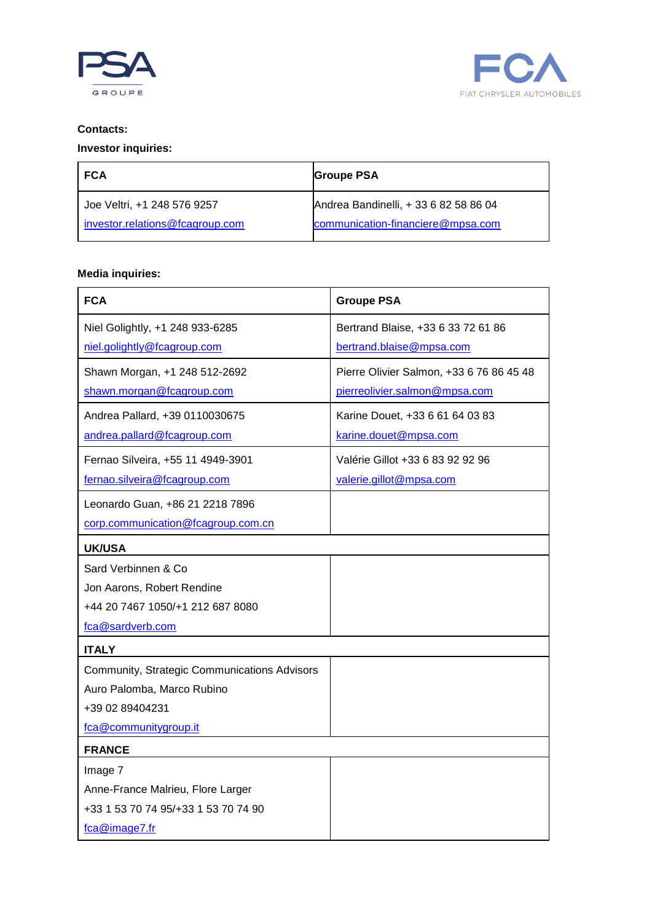**Contacts:**

**Investor inquiries:**

| FCA | Groupe PSA |
|---|---|
| Joe Veltri, +1 248 576 9257<br>investor.relations@fcagroup.com | Andrea Bandinelli, + 33 6 82 58 86 04<br>communication-financiere@mpsa.com |

**Media inquiries:**

| FCA | Groupe PSA |
|---|---|
| Niel Golightly, +1 248 933-6285<br>niel.golightly@fcagroup.com | Bertrand Blaise, +33 6 33 72 61 86<br>bertrand.blaise@mpsa.com |
| Shawn Morgan, +1 248 512-2692<br>shawn.morgan@fcagroup.com | Pierre Olivier Salmon, +33 6 76 86 45 48<br>pierreolivier.salmon@mpsa.com |
| Andrea Pallard, +39 0110030675<br>andrea.pallard@fcagroup.com | Karine Douet, +33 6 61 64 03 83<br>karine.douet@mpsa.com |
| Fernao Silveira, +55 11 4949-3901<br>fernao.silveira@fcagroup.com | Valérie Gillot +33 6 83 92 92 96<br>valerie.gillot@mpsa.com |
| Leonardo Guan, +86 21 2218 7896<br>corp.communication@fcagroup.com.cn | |
| **UK/USA** | |
| Sard Verbinnen & Co<br>Jon Aarons, Robert Rendine<br>+44 20 7467 1050/+1 212 687 8080<br>fca@sardverb.com | |
| **ITALY** | |
| Community, Strategic Communications Advisors<br>Auro Palomba, Marco Rubino<br>+39 02 89404231<br>fca@communitygroup.it | |
| **FRANCE** | |
| Image 7<br>Anne-France Malrieu, Flore Larger<br>+33 1 53 70 74 95/+33 1 53 70 74 90<br>fca@image7.fr | |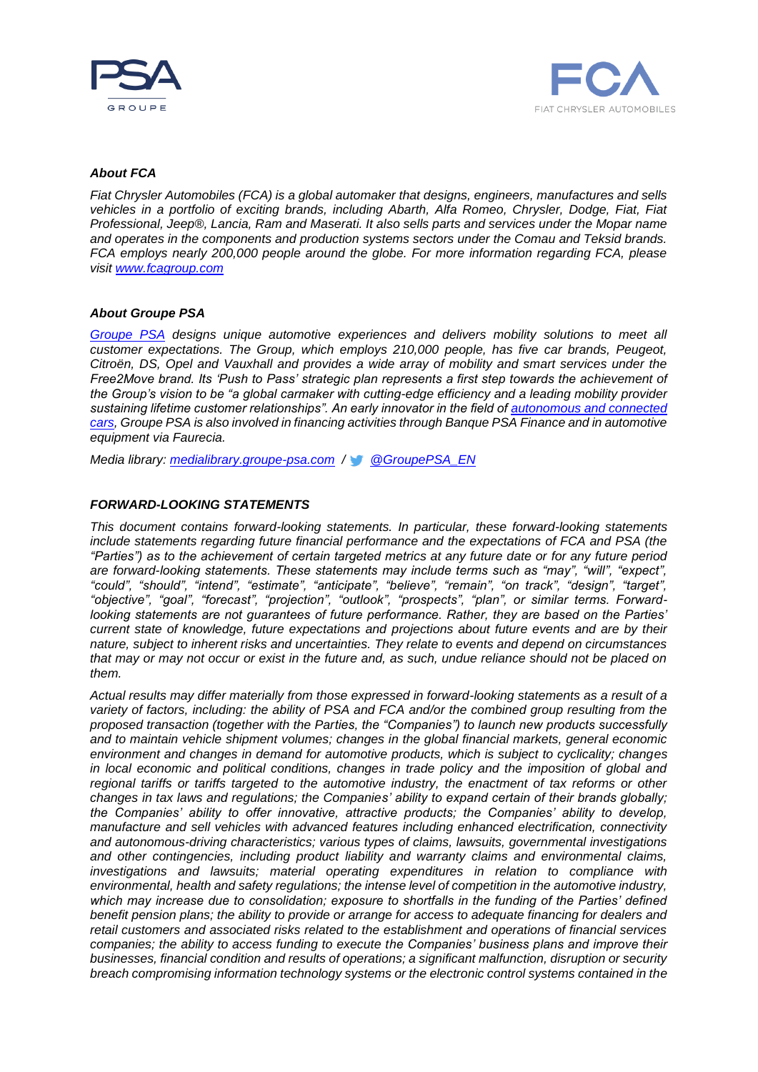### *About FCA*

*Fiat Chrysler Automobiles (FCA) is a global automaker that designs, engineers, manufactures and sells vehicles in a portfolio of exciting brands, including Abarth, Alfa Romeo, Chrysler, Dodge, Fiat, Fiat Professional, Jeep®, Lancia, Ram and Maserati. It also sells parts and services under the Mopar name and operates in the components and production systems sectors under the Comau and Teksid brands. FCA employs nearly 200,000 people around the globe. For more information regarding FCA, please visit www.fcagroup.com*

### *About Groupe PSA*

*Groupe PSA designs unique automotive experiences and delivers mobility solutions to meet all customer expectations. The Group, which employs 210,000 people, has five car brands, Peugeot, Citroën, DS, Opel and Vauxhall and provides a wide array of mobility and smart services under the Free2Move brand. Its 'Push to Pass' strategic plan represents a first step towards the achievement of the Group's vision to be "a global carmaker with cutting-edge efficiency and a leading mobility provider sustaining lifetime customer relationships". An early innovator in the field of autonomous and connected cars, Groupe PSA is also involved in financing activities through Banque PSA Finance and in automotive equipment via Faurecia.*

*Media library: medialibrary.groupe-psa.com / @GroupePSA_EN*

### *FORWARD-LOOKING STATEMENTS*

*This document contains forward-looking statements. In particular, these forward-looking statements include statements regarding future financial performance and the expectations of FCA and PSA (the "Parties") as to the achievement of certain targeted metrics at any future date or for any future period are forward-looking statements. These statements may include terms such as "may", "will", "expect", "could", "should", "intend", "estimate", "anticipate", "believe", "remain", "on track", "design", "target", "objective", "goal", "forecast", "projection", "outlook", "prospects", "plan", or similar terms. Forward-looking statements are not guarantees of future performance. Rather, they are based on the Parties' current state of knowledge, future expectations and projections about future events and are by their nature, subject to inherent risks and uncertainties. They relate to events and depend on circumstances that may or may not occur or exist in the future and, as such, undue reliance should not be placed on them.*

*Actual results may differ materially from those expressed in forward-looking statements as a result of a variety of factors, including: the ability of PSA and FCA and/or the combined group resulting from the proposed transaction (together with the Parties, the "Companies") to launch new products successfully and to maintain vehicle shipment volumes; changes in the global financial markets, general economic environment and changes in demand for automotive products, which is subject to cyclicality; changes in local economic and political conditions, changes in trade policy and the imposition of global and regional tariffs or tariffs targeted to the automotive industry, the enactment of tax reforms or other changes in tax laws and regulations; the Companies' ability to expand certain of their brands globally; the Companies' ability to offer innovative, attractive products; the Companies' ability to develop, manufacture and sell vehicles with advanced features including enhanced electrification, connectivity and autonomous-driving characteristics; various types of claims, lawsuits, governmental investigations and other contingencies, including product liability and warranty claims and environmental claims, investigations and lawsuits; material operating expenditures in relation to compliance with environmental, health and safety regulations; the intense level of competition in the automotive industry, which may increase due to consolidation; exposure to shortfalls in the funding of the Parties' defined benefit pension plans; the ability to provide or arrange for access to adequate financing for dealers and retail customers and associated risks related to the establishment and operations of financial services companies; the ability to access funding to execute the Companies' business plans and improve their businesses, financial condition and results of operations; a significant malfunction, disruption or security breach compromising information technology systems or the electronic control systems contained in the*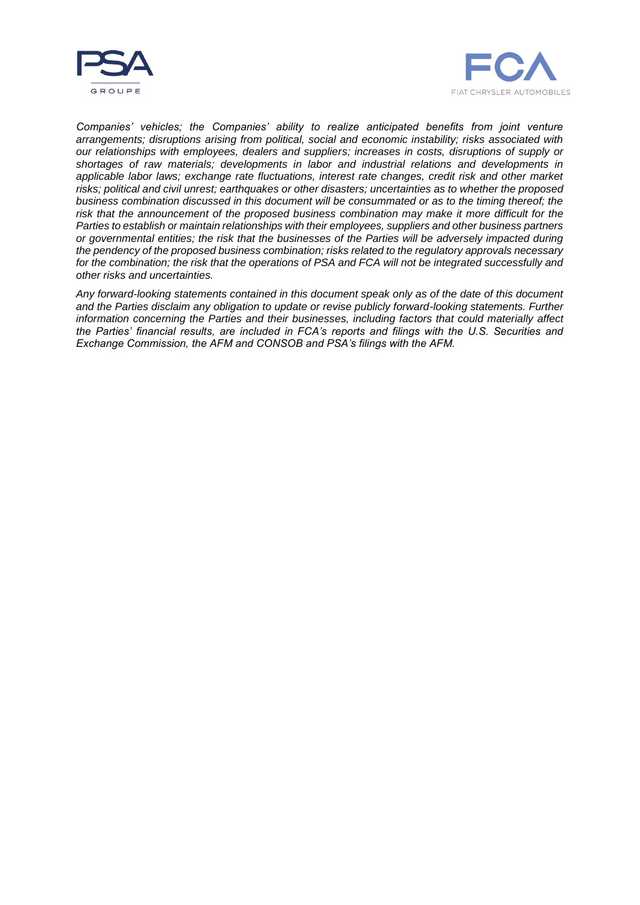*Companies' vehicles; the Companies' ability to realize anticipated benefits from joint venture arrangements; disruptions arising from political, social and economic instability; risks associated with our relationships with employees, dealers and suppliers; increases in costs, disruptions of supply or shortages of raw materials; developments in labor and industrial relations and developments in applicable labor laws; exchange rate fluctuations, interest rate changes, credit risk and other market risks; political and civil unrest; earthquakes or other disasters; uncertainties as to whether the proposed business combination discussed in this document will be consummated or as to the timing thereof; the risk that the announcement of the proposed business combination may make it more difficult for the Parties to establish or maintain relationships with their employees, suppliers and other business partners or governmental entities; the risk that the businesses of the Parties will be adversely impacted during the pendency of the proposed business combination; risks related to the regulatory approvals necessary for the combination; the risk that the operations of PSA and FCA will not be integrated successfully and other risks and uncertainties.*

*Any forward-looking statements contained in this document speak only as of the date of this document and the Parties disclaim any obligation to update or revise publicly forward-looking statements. Further information concerning the Parties and their businesses, including factors that could materially affect the Parties' financial results, are included in FCA's reports and filings with the U.S. Securities and Exchange Commission, the AFM and CONSOB and PSA's filings with the AFM.*